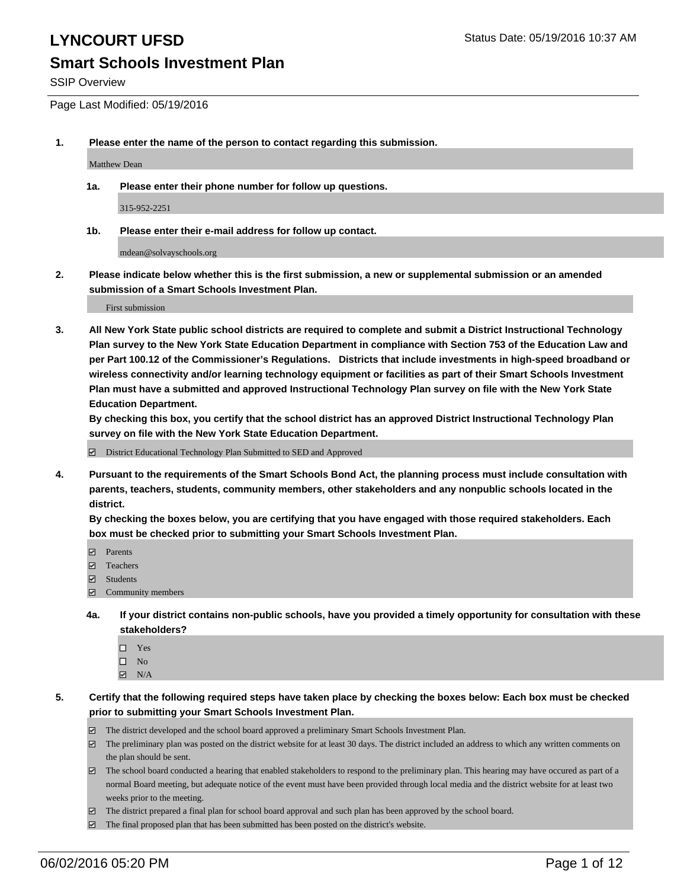# LYNCOURT UFSD

Status Date: 05/19/2016 10:37 AM

## Smart Schools Investment Plan

SSIP Overview

Page Last Modified: 05/19/2016

**1. Please enter the name of the person to contact regarding this submission.**

Matthew Dean

**1a. Please enter their phone number for follow up questions.**

315-952-2251

**1b. Please enter their e-mail address for follow up contact.**

mdean@solvayschools.org

**2. Please indicate below whether this is the first submission, a new or supplemental submission or an amended submission of a Smart Schools Investment Plan.**

First submission

**3. All New York State public school districts are required to complete and submit a District Instructional Technology Plan survey to the New York State Education Department in compliance with Section 753 of the Education Law and per Part 100.12 of the Commissioner's Regulations. Districts that include investments in high-speed broadband or wireless connectivity and/or learning technology equipment or facilities as part of their Smart Schools Investment Plan must have a submitted and approved Instructional Technology Plan survey on file with the New York State Education Department.**
**By checking this box, you certify that the school district has an approved District Instructional Technology Plan survey on file with the New York State Education Department.**

- [x] District Educational Technology Plan Submitted to SED and Approved

**4. Pursuant to the requirements of the Smart Schools Bond Act, the planning process must include consultation with parents, teachers, students, community members, other stakeholders and any nonpublic schools located in the district.**
**By checking the boxes below, you are certifying that you have engaged with those required stakeholders. Each box must be checked prior to submitting your Smart Schools Investment Plan.**

- [x] Parents
- [x] Teachers
- [x] Students
- [x] Community members

**4a. If your district contains non-public schools, have you provided a timely opportunity for consultation with these stakeholders?**

- [ ] Yes
- [ ] No
- [x] N/A

**5. Certify that the following required steps have taken place by checking the boxes below: Each box must be checked prior to submitting your Smart Schools Investment Plan.**

- [x] The district developed and the school board approved a preliminary Smart Schools Investment Plan.
- [x] The preliminary plan was posted on the district website for at least 30 days. The district included an address to which any written comments on the plan should be sent.
- [x] The school board conducted a hearing that enabled stakeholders to respond to the preliminary plan. This hearing may have occured as part of a normal Board meeting, but adequate notice of the event must have been provided through local media and the district website for at least two weeks prior to the meeting.
- [x] The district prepared a final plan for school board approval and such plan has been approved by the school board.
- [x] The final proposed plan that has been submitted has been posted on the district's website.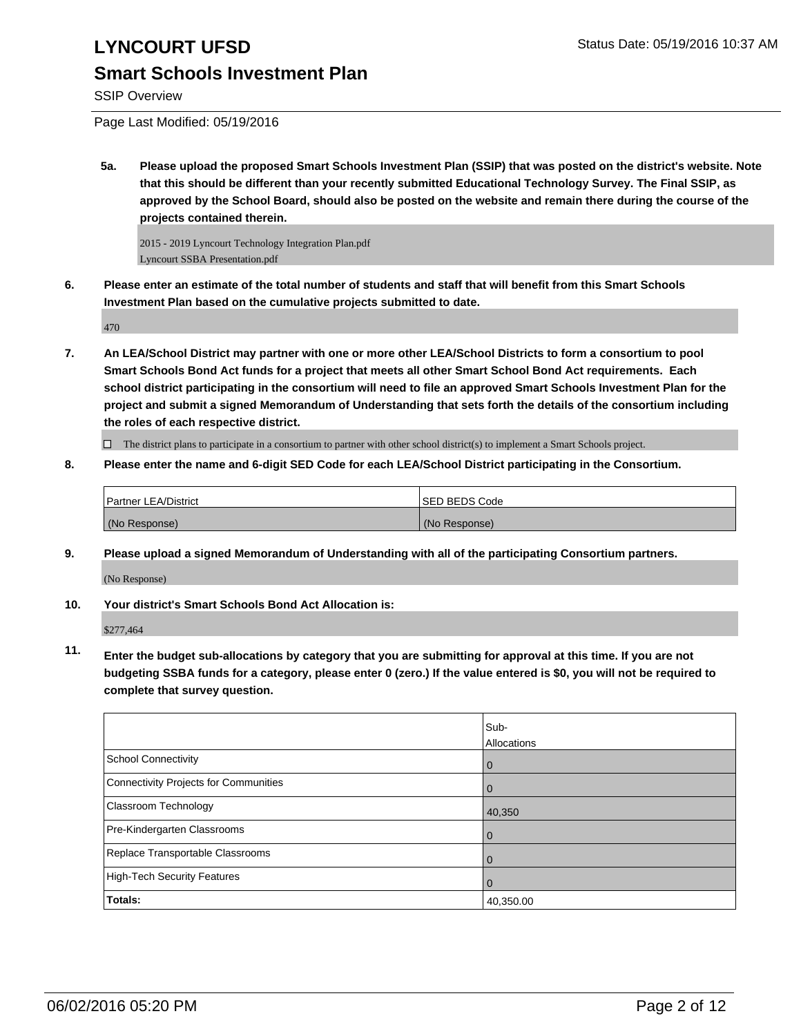# LYNCOURT UFSD

## Smart Schools Investment Plan

SSIP Overview

Page Last Modified: 05/19/2016

**5a. Please upload the proposed Smart Schools Investment Plan (SSIP) that was posted on the district's website. Note that this should be different than your recently submitted Educational Technology Survey. The Final SSIP, as approved by the School Board, should also be posted on the website and remain there during the course of the projects contained therein.**

2015 - 2019 Lyncourt Technology Integration Plan.pdf
Lyncourt SSBA Presentation.pdf

**6. Please enter an estimate of the total number of students and staff that will benefit from this Smart Schools Investment Plan based on the cumulative projects submitted to date.**

470

**7. An LEA/School District may partner with one or more other LEA/School Districts to form a consortium to pool Smart Schools Bond Act funds for a project that meets all other Smart School Bond Act requirements. Each school district participating in the consortium will need to file an approved Smart Schools Investment Plan for the project and submit a signed Memorandum of Understanding that sets forth the details of the consortium including the roles of each respective district.**

☐ The district plans to participate in a consortium to partner with other school district(s) to implement a Smart Schools project.

**8. Please enter the name and 6-digit SED Code for each LEA/School District participating in the Consortium.**

| Partner LEA/District | SED BEDS Code |
|---|---|
| (No Response) | (No Response) |

**9. Please upload a signed Memorandum of Understanding with all of the participating Consortium partners.**

(No Response)

**10. Your district's Smart Schools Bond Act Allocation is:**

$277,464

**11. Enter the budget sub-allocations by category that you are submitting for approval at this time. If you are not budgeting SSBA funds for a category, please enter 0 (zero.) If the value entered is $0, you will not be required to complete that survey question.**

| | Sub-Allocations |
|---|---|
| School Connectivity | 0 |
| Connectivity Projects for Communities | 0 |
| Classroom Technology | 40,350 |
| Pre-Kindergarten Classrooms | 0 |
| Replace Transportable Classrooms | 0 |
| High-Tech Security Features | 0 |
| **Totals:** | 40,350.00 |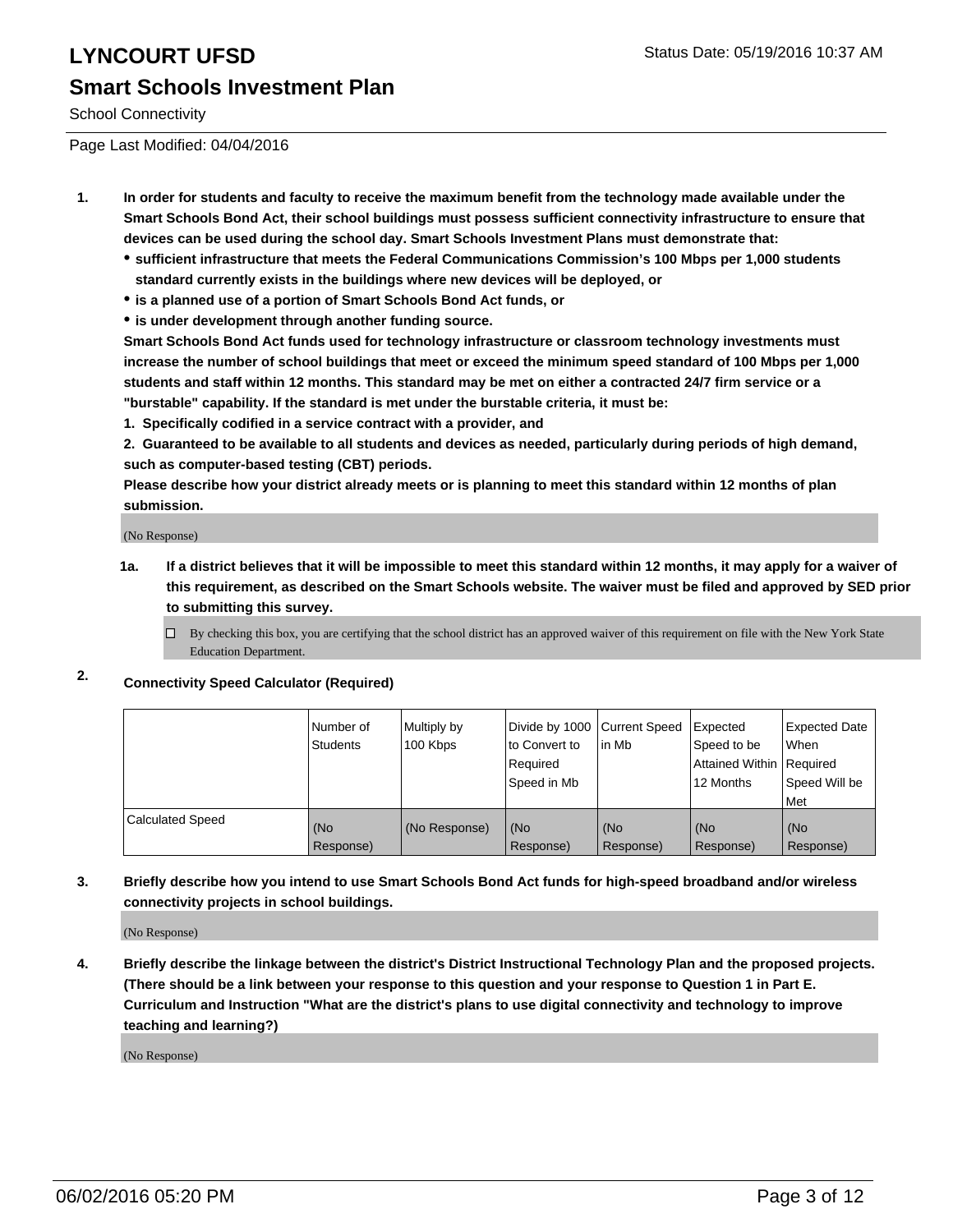# LYNCOURT UFSD

## Smart Schools Investment Plan

School Connectivity

Page Last Modified: 04/04/2016

**1. In order for students and faculty to receive the maximum benefit from the technology made available under the Smart Schools Bond Act, their school buildings must possess sufficient connectivity infrastructure to ensure that devices can be used during the school day. Smart Schools Investment Plans must demonstrate that:**

- **sufficient infrastructure that meets the Federal Communications Commission's 100 Mbps per 1,000 students standard currently exists in the buildings where new devices will be deployed, or**
- **is a planned use of a portion of Smart Schools Bond Act funds, or**
- **is under development through another funding source.**

**Smart Schools Bond Act funds used for technology infrastructure or classroom technology investments must increase the number of school buildings that meet or exceed the minimum speed standard of 100 Mbps per 1,000 students and staff within 12 months. This standard may be met on either a contracted 24/7 firm service or a "burstable" capability. If the standard is met under the burstable criteria, it must be:**

**1. Specifically codified in a service contract with a provider, and**

**2. Guaranteed to be available to all students and devices as needed, particularly during periods of high demand, such as computer-based testing (CBT) periods.**

**Please describe how your district already meets or is planning to meet this standard within 12 months of plan submission.**

(No Response)

**1a. If a district believes that it will be impossible to meet this standard within 12 months, it may apply for a waiver of this requirement, as described on the Smart Schools website. The waiver must be filed and approved by SED prior to submitting this survey.**

☐ By checking this box, you are certifying that the school district has an approved waiver of this requirement on file with the New York State Education Department.

**2. Connectivity Speed Calculator (Required)**

| | Number of Students | Multiply by 100 Kbps | Divide by 1000 to Convert to Required Speed in Mb | Current Speed in Mb | Expected Speed to be Attained Within 12 Months | Expected Date When Required Speed Will be Met |
|---|---|---|---|---|---|---|
| Calculated Speed | (No Response) | (No Response) | (No Response) | (No Response) | (No Response) | (No Response) |

**3. Briefly describe how you intend to use Smart Schools Bond Act funds for high-speed broadband and/or wireless connectivity projects in school buildings.**

(No Response)

**4. Briefly describe the linkage between the district's District Instructional Technology Plan and the proposed projects. (There should be a link between your response to this question and your response to Question 1 in Part E. Curriculum and Instruction "What are the district's plans to use digital connectivity and technology to improve teaching and learning?)**

(No Response)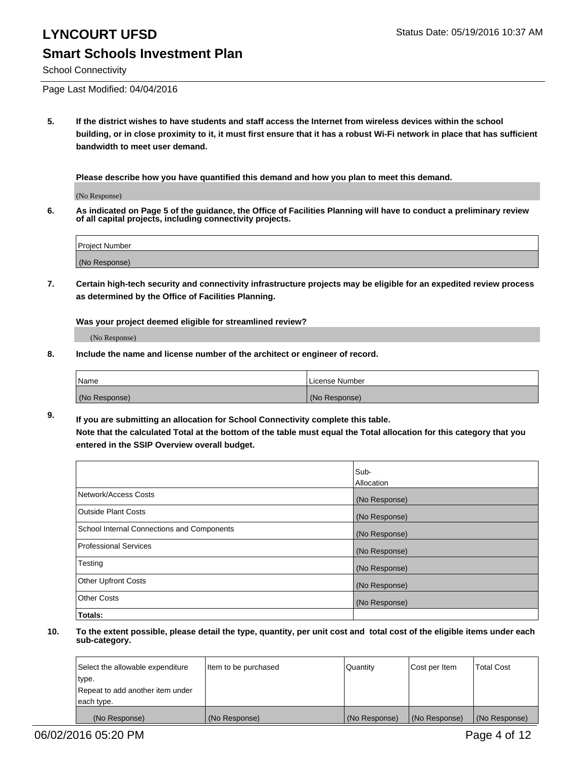# LYNCOURT UFSD

Status Date: 05/19/2016 10:37 AM

## Smart Schools Investment Plan

School Connectivity

Page Last Modified: 04/04/2016

**5. If the district wishes to have students and staff access the Internet from wireless devices within the school building, or in close proximity to it, it must first ensure that it has a robust Wi-Fi network in place that has sufficient bandwidth to meet user demand.**

**Please describe how you have quantified this demand and how you plan to meet this demand.**

(No Response)

**6. As indicated on Page 5 of the guidance, the Office of Facilities Planning will have to conduct a preliminary review of all capital projects, including connectivity projects.**

| Project Number |
|---|
| (No Response) |

**7. Certain high-tech security and connectivity infrastructure projects may be eligible for an expedited review process as determined by the Office of Facilities Planning.**

**Was your project deemed eligible for streamlined review?**

(No Response)

**8. Include the name and license number of the architect or engineer of record.**

| Name | License Number |
|---|---|
| (No Response) | (No Response) |

**9. If you are submitting an allocation for School Connectivity complete this table.**
**Note that the calculated Total at the bottom of the table must equal the Total allocation for this category that you entered in the SSIP Overview overall budget.**

| | Sub-Allocation |
|---|---|
| Network/Access Costs | (No Response) |
| Outside Plant Costs | (No Response) |
| School Internal Connections and Components | (No Response) |
| Professional Services | (No Response) |
| Testing | (No Response) |
| Other Upfront Costs | (No Response) |
| Other Costs | (No Response) |
| **Totals:** | |

**10. To the extent possible, please detail the type, quantity, per unit cost and total cost of the eligible items under each sub-category.**

| Select the allowable expenditure type. Repeat to add another item under each type. | Item to be purchased | Quantity | Cost per Item | Total Cost |
|---|---|---|---|---|
| (No Response) | (No Response) | (No Response) | (No Response) | (No Response) |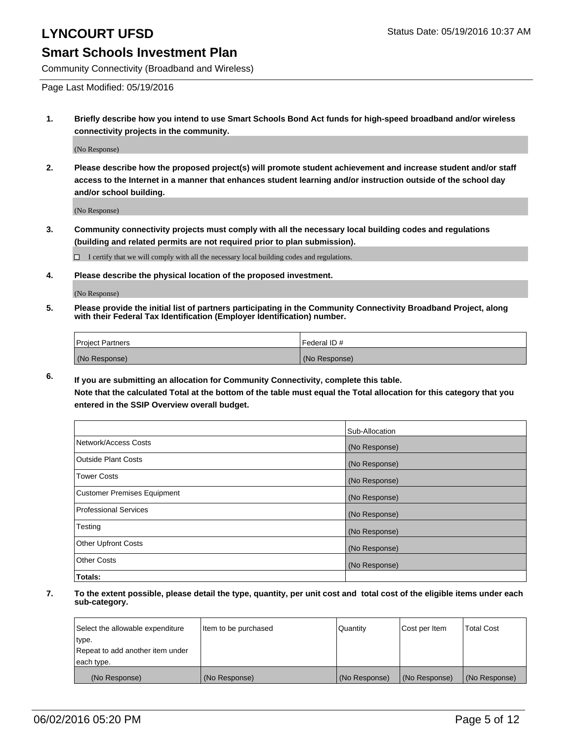# LYNCOURT UFSD

Status Date: 05/19/2016 10:37 AM

## Smart Schools Investment Plan

Community Connectivity (Broadband and Wireless)

Page Last Modified: 05/19/2016

1. **Briefly describe how you intend to use Smart Schools Bond Act funds for high-speed broadband and/or wireless connectivity projects in the community.**

   (No Response)

2. **Please describe how the proposed project(s) will promote student achievement and increase student and/or staff access to the Internet in a manner that enhances student learning and/or instruction outside of the school day and/or school building.**

   (No Response)

3. **Community connectivity projects must comply with all the necessary local building codes and regulations (building and related permits are not required prior to plan submission).**

   ☐ I certify that we will comply with all the necessary local building codes and regulations.

4. **Please describe the physical location of the proposed investment.**

   (No Response)

5. **Please provide the initial list of partners participating in the Community Connectivity Broadband Project, along with their Federal Tax Identification (Employer Identification) number.**

| Project Partners | Federal ID # |
|---|---|
| (No Response) | (No Response) |

6. **If you are submitting an allocation for Community Connectivity, complete this table.**
   **Note that the calculated Total at the bottom of the table must equal the Total allocation for this category that you entered in the SSIP Overview overall budget.**

| | Sub-Allocation |
|---|---|
| Network/Access Costs | (No Response) |
| Outside Plant Costs | (No Response) |
| Tower Costs | (No Response) |
| Customer Premises Equipment | (No Response) |
| Professional Services | (No Response) |
| Testing | (No Response) |
| Other Upfront Costs | (No Response) |
| Other Costs | (No Response) |
| **Totals:** | |

7. **To the extent possible, please detail the type, quantity, per unit cost and total cost of the eligible items under each sub-category.**

| Select the allowable expenditure type. Repeat to add another item under each type. | Item to be purchased | Quantity | Cost per Item | Total Cost |
|---|---|---|---|---|
| (No Response) | (No Response) | (No Response) | (No Response) | (No Response) |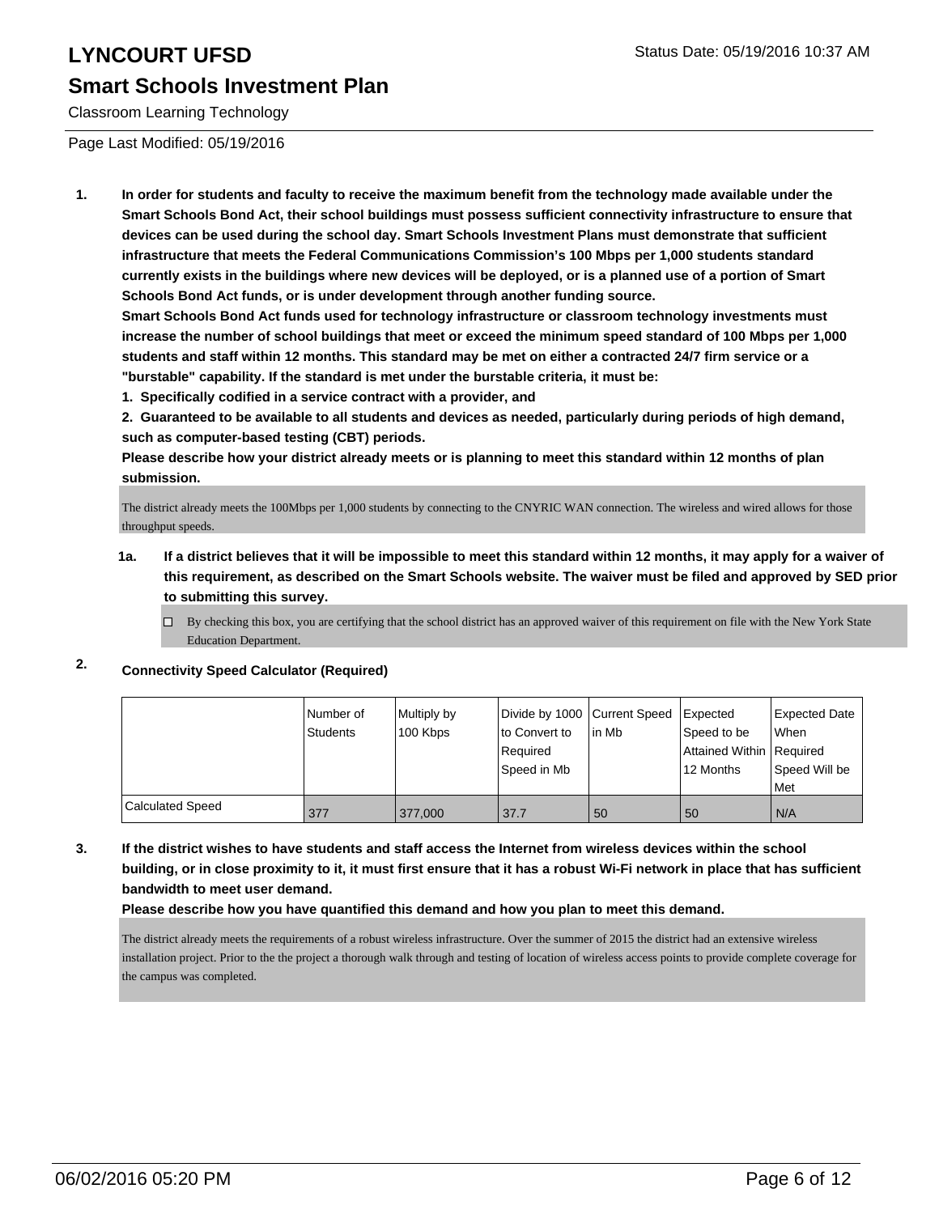# LYNCOURT UFSD

## Smart Schools Investment Plan

Classroom Learning Technology

Page Last Modified: 05/19/2016

**1. In order for students and faculty to receive the maximum benefit from the technology made available under the Smart Schools Bond Act, their school buildings must possess sufficient connectivity infrastructure to ensure that devices can be used during the school day. Smart Schools Investment Plans must demonstrate that sufficient infrastructure that meets the Federal Communications Commission's 100 Mbps per 1,000 students standard currently exists in the buildings where new devices will be deployed, or is a planned use of a portion of Smart Schools Bond Act funds, or is under development through another funding source.**

**Smart Schools Bond Act funds used for technology infrastructure or classroom technology investments must increase the number of school buildings that meet or exceed the minimum speed standard of 100 Mbps per 1,000 students and staff within 12 months. This standard may be met on either a contracted 24/7 firm service or a "burstable" capability. If the standard is met under the burstable criteria, it must be:**

**1. Specifically codified in a service contract with a provider, and**

**2. Guaranteed to be available to all students and devices as needed, particularly during periods of high demand, such as computer-based testing (CBT) periods.**

**Please describe how your district already meets or is planning to meet this standard within 12 months of plan submission.**

The district already meets the 100Mbps per 1,000 students by connecting to the CNYRIC WAN connection. The wireless and wired allows for those throughput speeds.

**1a. If a district believes that it will be impossible to meet this standard within 12 months, it may apply for a waiver of this requirement, as described on the Smart Schools website. The waiver must be filed and approved by SED prior to submitting this survey.**

☐ By checking this box, you are certifying that the school district has an approved waiver of this requirement on file with the New York State Education Department.

**2. Connectivity Speed Calculator (Required)**

| | Number of Students | Multiply by 100 Kbps | Divide by 1000 to Convert to Required Speed in Mb | Current Speed in Mb | Expected Speed to be Attained Within 12 Months | Expected Date When Required Speed Will be Met |
|---|---|---|---|---|---|---|
| Calculated Speed | 377 | 377,000 | 37.7 | 50 | 50 | N/A |

**3. If the district wishes to have students and staff access the Internet from wireless devices within the school building, or in close proximity to it, it must first ensure that it has a robust Wi-Fi network in place that has sufficient bandwidth to meet user demand.**

**Please describe how you have quantified this demand and how you plan to meet this demand.**

The district already meets the requirements of a robust wireless infrastructure. Over the summer of 2015 the district had an extensive wireless installation project. Prior to the the project a thorough walk through and testing of location of wireless access points to provide complete coverage for the campus was completed.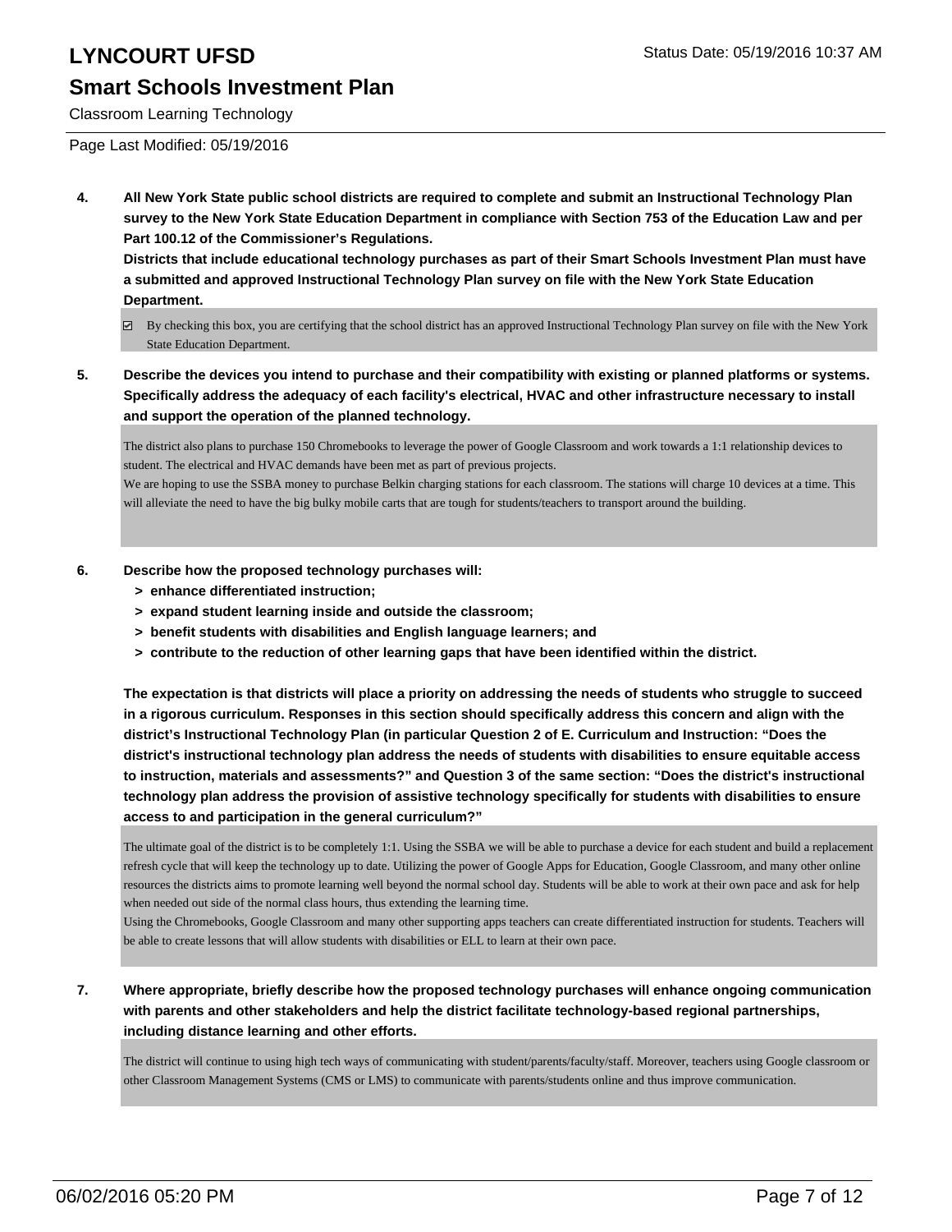**4. All New York State public school districts are required to complete and submit an Instructional Technology Plan survey to the New York State Education Department in compliance with Section 753 of the Education Law and per Part 100.12 of the Commissioner's Regulations.**

**Districts that include educational technology purchases as part of their Smart Schools Investment Plan must have a submitted and approved Instructional Technology Plan survey on file with the New York State Education Department.**

☑ By checking this box, you are certifying that the school district has an approved Instructional Technology Plan survey on file with the New York State Education Department.

**5. Describe the devices you intend to purchase and their compatibility with existing or planned platforms or systems. Specifically address the adequacy of each facility's electrical, HVAC and other infrastructure necessary to install and support the operation of the planned technology.**

The district also plans to purchase 150 Chromebooks to leverage the power of Google Classroom and work towards a 1:1 relationship devices to student. The electrical and HVAC demands have been met as part of previous projects.
We are hoping to use the SSBA money to purchase Belkin charging stations for each classroom. The stations will charge 10 devices at a time. This will alleviate the need to have the big bulky mobile carts that are tough for students/teachers to transport around the building.

**6. Describe how the proposed technology purchases will:**
- **> enhance differentiated instruction;**
- **> expand student learning inside and outside the classroom;**
- **> benefit students with disabilities and English language learners; and**
- **> contribute to the reduction of other learning gaps that have been identified within the district.**

**The expectation is that districts will place a priority on addressing the needs of students who struggle to succeed in a rigorous curriculum. Responses in this section should specifically address this concern and align with the district's Instructional Technology Plan (in particular Question 2 of E. Curriculum and Instruction: "Does the district's instructional technology plan address the needs of students with disabilities to ensure equitable access to instruction, materials and assessments?" and Question 3 of the same section: "Does the district's instructional technology plan address the provision of assistive technology specifically for students with disabilities to ensure access to and participation in the general curriculum?"**

The ultimate goal of the district is to be completely 1:1. Using the SSBA we will be able to purchase a device for each student and build a replacement refresh cycle that will keep the technology up to date. Utilizing the power of Google Apps for Education, Google Classroom, and many other online resources the districts aims to promote learning well beyond the normal school day. Students will be able to work at their own pace and ask for help when needed out side of the normal class hours, thus extending the learning time.
Using the Chromebooks, Google Classroom and many other supporting apps teachers can create differentiated instruction for students. Teachers will be able to create lessons that will allow students with disabilities or ELL to learn at their own pace.

**7. Where appropriate, briefly describe how the proposed technology purchases will enhance ongoing communication with parents and other stakeholders and help the district facilitate technology-based regional partnerships, including distance learning and other efforts.**

The district will continue to using high tech ways of communicating with student/parents/faculty/staff. Moreover, teachers using Google classroom or other Classroom Management Systems (CMS or LMS) to communicate with parents/students online and thus improve communication.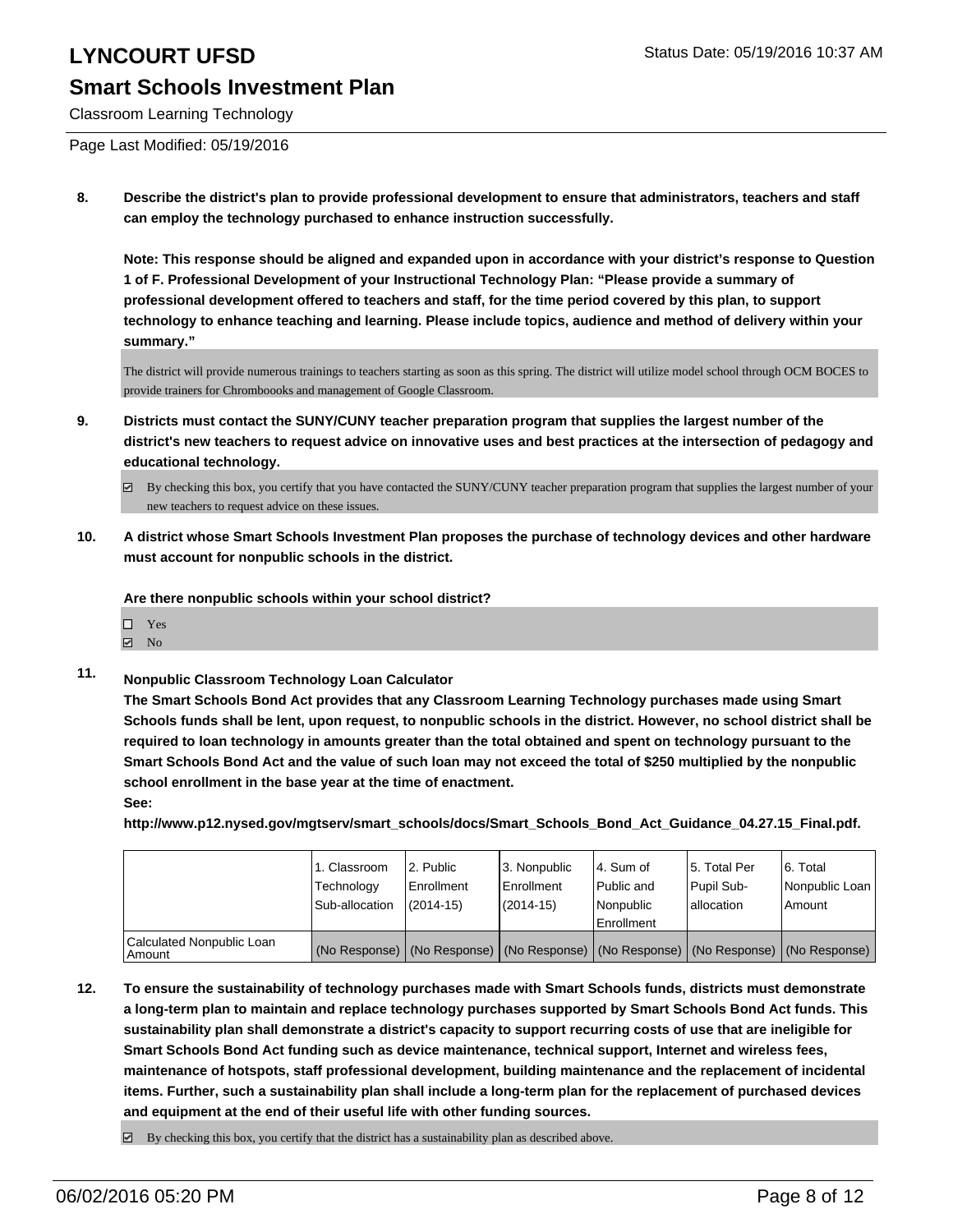Classroom Learning Technology

Page Last Modified: 05/19/2016

**8. Describe the district's plan to provide professional development to ensure that administrators, teachers and staff can employ the technology purchased to enhance instruction successfully.**

**Note: This response should be aligned and expanded upon in accordance with your district's response to Question 1 of F. Professional Development of your Instructional Technology Plan: "Please provide a summary of professional development offered to teachers and staff, for the time period covered by this plan, to support technology to enhance teaching and learning. Please include topics, audience and method of delivery within your summary."**

The district will provide numerous trainings to teachers starting as soon as this spring. The district will utilize model school through OCM BOCES to provide trainers for Chromboooks and management of Google Classroom.

**9. Districts must contact the SUNY/CUNY teacher preparation program that supplies the largest number of the district's new teachers to request advice on innovative uses and best practices at the intersection of pedagogy and educational technology.**

☑ By checking this box, you certify that you have contacted the SUNY/CUNY teacher preparation program that supplies the largest number of your new teachers to request advice on these issues.

**10. A district whose Smart Schools Investment Plan proposes the purchase of technology devices and other hardware must account for nonpublic schools in the district.**

**Are there nonpublic schools within your school district?**

☐ Yes
☑ No

**11. Nonpublic Classroom Technology Loan Calculator**

**The Smart Schools Bond Act provides that any Classroom Learning Technology purchases made using Smart Schools funds shall be lent, upon request, to nonpublic schools in the district. However, no school district shall be required to loan technology in amounts greater than the total obtained and spent on technology pursuant to the Smart Schools Bond Act and the value of such loan may not exceed the total of $250 multiplied by the nonpublic school enrollment in the base year at the time of enactment.**

**See:**

**http://www.p12.nysed.gov/mgtserv/smart_schools/docs/Smart_Schools_Bond_Act_Guidance_04.27.15_Final.pdf.**

| | 1. Classroom Technology Sub-allocation | 2. Public Enrollment (2014-15) | 3. Nonpublic Enrollment (2014-15) | 4. Sum of Public and Nonpublic Enrollment | 5. Total Per Pupil Sub-allocation | 6. Total Nonpublic Loan Amount |
|---|---|---|---|---|---|---|
| Calculated Nonpublic Loan Amount | (No Response) | (No Response) | (No Response) | (No Response) | (No Response) | (No Response) |

**12. To ensure the sustainability of technology purchases made with Smart Schools funds, districts must demonstrate a long-term plan to maintain and replace technology purchases supported by Smart Schools Bond Act funds. This sustainability plan shall demonstrate a district's capacity to support recurring costs of use that are ineligible for Smart Schools Bond Act funding such as device maintenance, technical support, Internet and wireless fees, maintenance of hotspots, staff professional development, building maintenance and the replacement of incidental items. Further, such a sustainability plan shall include a long-term plan for the replacement of purchased devices and equipment at the end of their useful life with other funding sources.**

☑ By checking this box, you certify that the district has a sustainability plan as described above.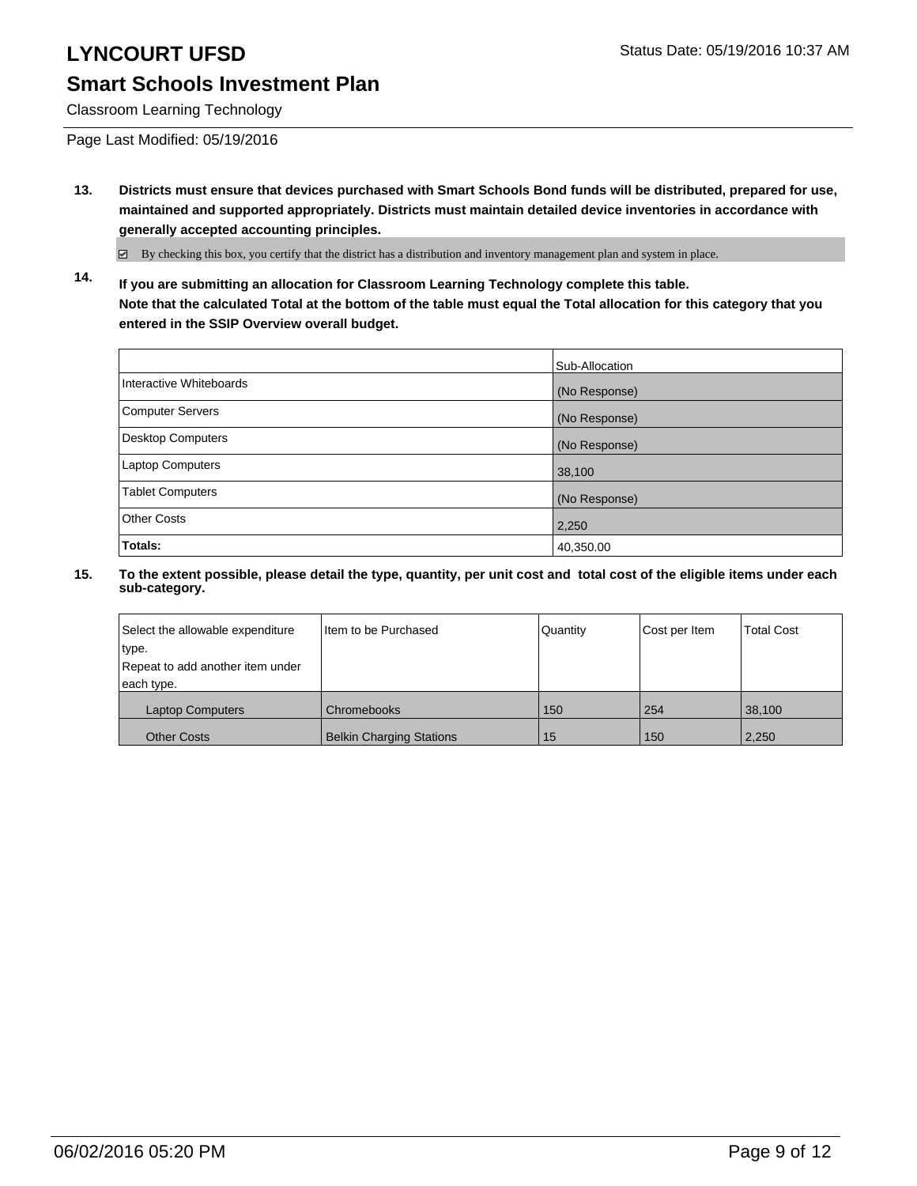# LYNCOURT UFSD

Status Date: 05/19/2016 10:37 AM

## Smart Schools Investment Plan

Classroom Learning Technology

Page Last Modified: 05/19/2016

**13. Districts must ensure that devices purchased with Smart Schools Bond funds will be distributed, prepared for use, maintained and supported appropriately. Districts must maintain detailed device inventories in accordance with generally accepted accounting principles.**

☑ By checking this box, you certify that the district has a distribution and inventory management plan and system in place.

**14. If you are submitting an allocation for Classroom Learning Technology complete this table. Note that the calculated Total at the bottom of the table must equal the Total allocation for this category that you entered in the SSIP Overview overall budget.**

| | Sub-Allocation |
|---|---|
| Interactive Whiteboards | (No Response) |
| Computer Servers | (No Response) |
| Desktop Computers | (No Response) |
| Laptop Computers | 38,100 |
| Tablet Computers | (No Response) |
| Other Costs | 2,250 |
| **Totals:** | 40,350.00 |

**15. To the extent possible, please detail the type, quantity, per unit cost and total cost of the eligible items under each sub-category.**

| Select the allowable expenditure type. Repeat to add another item under each type. | Item to be Purchased | Quantity | Cost per Item | Total Cost |
|---|---|---|---|---|
| Laptop Computers | Chromebooks | 150 | 254 | 38,100 |
| Other Costs | Belkin Charging Stations | 15 | 150 | 2,250 |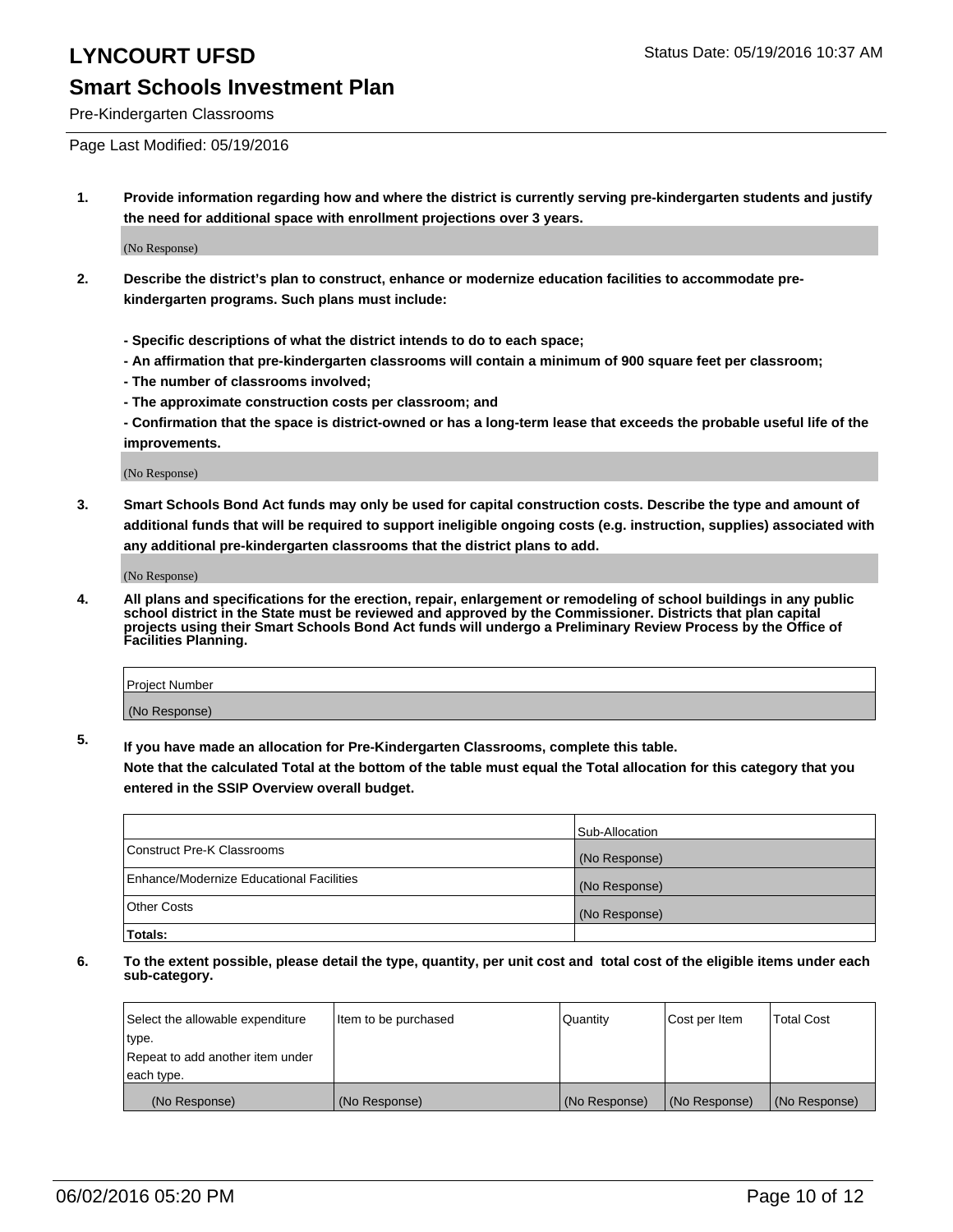# LYNCOURT UFSD

## Smart Schools Investment Plan

Pre-Kindergarten Classrooms

Status Date: 05/19/2016 10:37 AM

Page Last Modified: 05/19/2016

**1. Provide information regarding how and where the district is currently serving pre-kindergarten students and justify the need for additional space with enrollment projections over 3 years.**

(No Response)

**2. Describe the district's plan to construct, enhance or modernize education facilities to accommodate pre-kindergarten programs. Such plans must include:**

**- Specific descriptions of what the district intends to do to each space;**

**- An affirmation that pre-kindergarten classrooms will contain a minimum of 900 square feet per classroom;**

**- The number of classrooms involved;**

**- The approximate construction costs per classroom; and**

**- Confirmation that the space is district-owned or has a long-term lease that exceeds the probable useful life of the improvements.**

(No Response)

**3. Smart Schools Bond Act funds may only be used for capital construction costs. Describe the type and amount of additional funds that will be required to support ineligible ongoing costs (e.g. instruction, supplies) associated with any additional pre-kindergarten classrooms that the district plans to add.**

(No Response)

**4. All plans and specifications for the erection, repair, enlargement or remodeling of school buildings in any public school district in the State must be reviewed and approved by the Commissioner. Districts that plan capital projects using their Smart Schools Bond Act funds will undergo a Preliminary Review Process by the Office of Facilities Planning.**

| Project Number |
|---|
| (No Response) |

**5. If you have made an allocation for Pre-Kindergarten Classrooms, complete this table.**
**Note that the calculated Total at the bottom of the table must equal the Total allocation for this category that you entered in the SSIP Overview overall budget.**

| | Sub-Allocation |
|---|---|
| Construct Pre-K Classrooms | (No Response) |
| Enhance/Modernize Educational Facilities | (No Response) |
| Other Costs | (No Response) |
| **Totals:** | |

**6. To the extent possible, please detail the type, quantity, per unit cost and total cost of the eligible items under each sub-category.**

| Select the allowable expenditure type. Repeat to add another item under each type. | Item to be purchased | Quantity | Cost per Item | Total Cost |
|---|---|---|---|---|
| (No Response) | (No Response) | (No Response) | (No Response) | (No Response) |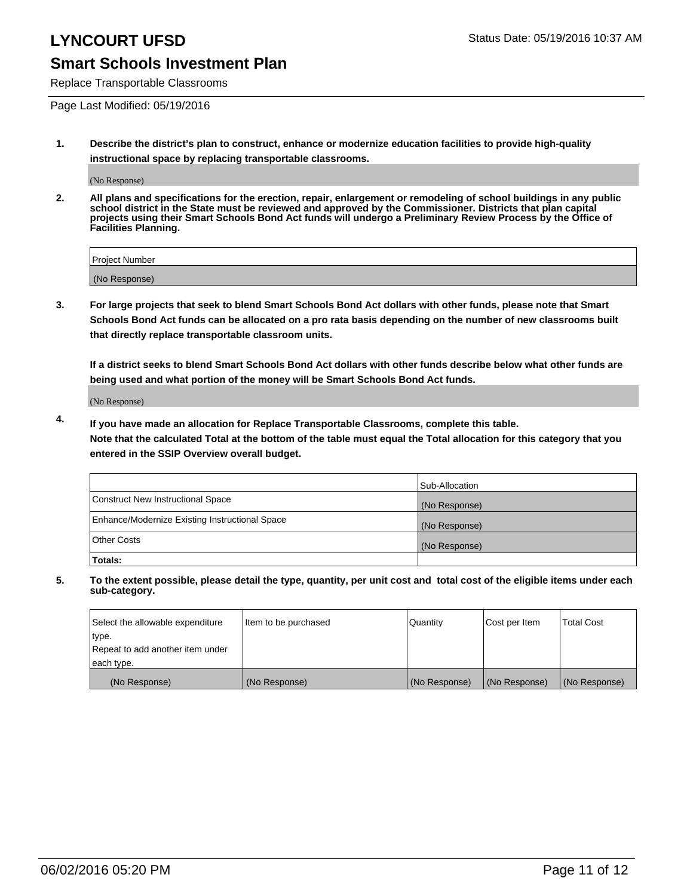# LYNCOURT UFSD

Status Date: 05/19/2016 10:37 AM

## Smart Schools Investment Plan

Replace Transportable Classrooms

Page Last Modified: 05/19/2016

**1. Describe the district's plan to construct, enhance or modernize education facilities to provide high-quality instructional space by replacing transportable classrooms.**

(No Response)

**2. All plans and specifications for the erection, repair, enlargement or remodeling of school buildings in any public school district in the State must be reviewed and approved by the Commissioner. Districts that plan capital projects using their Smart Schools Bond Act funds will undergo a Preliminary Review Process by the Office of Facilities Planning.**

| Project Number |
| --- |
| (No Response) |

**3. For large projects that seek to blend Smart Schools Bond Act dollars with other funds, please note that Smart Schools Bond Act funds can be allocated on a pro rata basis depending on the number of new classrooms built that directly replace transportable classroom units.**

**If a district seeks to blend Smart Schools Bond Act dollars with other funds describe below what other funds are being used and what portion of the money will be Smart Schools Bond Act funds.**

(No Response)

**4. If you have made an allocation for Replace Transportable Classrooms, complete this table. Note that the calculated Total at the bottom of the table must equal the Total allocation for this category that you entered in the SSIP Overview overall budget.**

| | Sub-Allocation |
| --- | --- |
| Construct New Instructional Space | (No Response) |
| Enhance/Modernize Existing Instructional Space | (No Response) |
| Other Costs | (No Response) |
| **Totals:** | |

**5. To the extent possible, please detail the type, quantity, per unit cost and total cost of the eligible items under each sub-category.**

| Select the allowable expenditure type. Repeat to add another item under each type. | Item to be purchased | Quantity | Cost per Item | Total Cost |
| --- | --- | --- | --- | --- |
| (No Response) | (No Response) | (No Response) | (No Response) | (No Response) |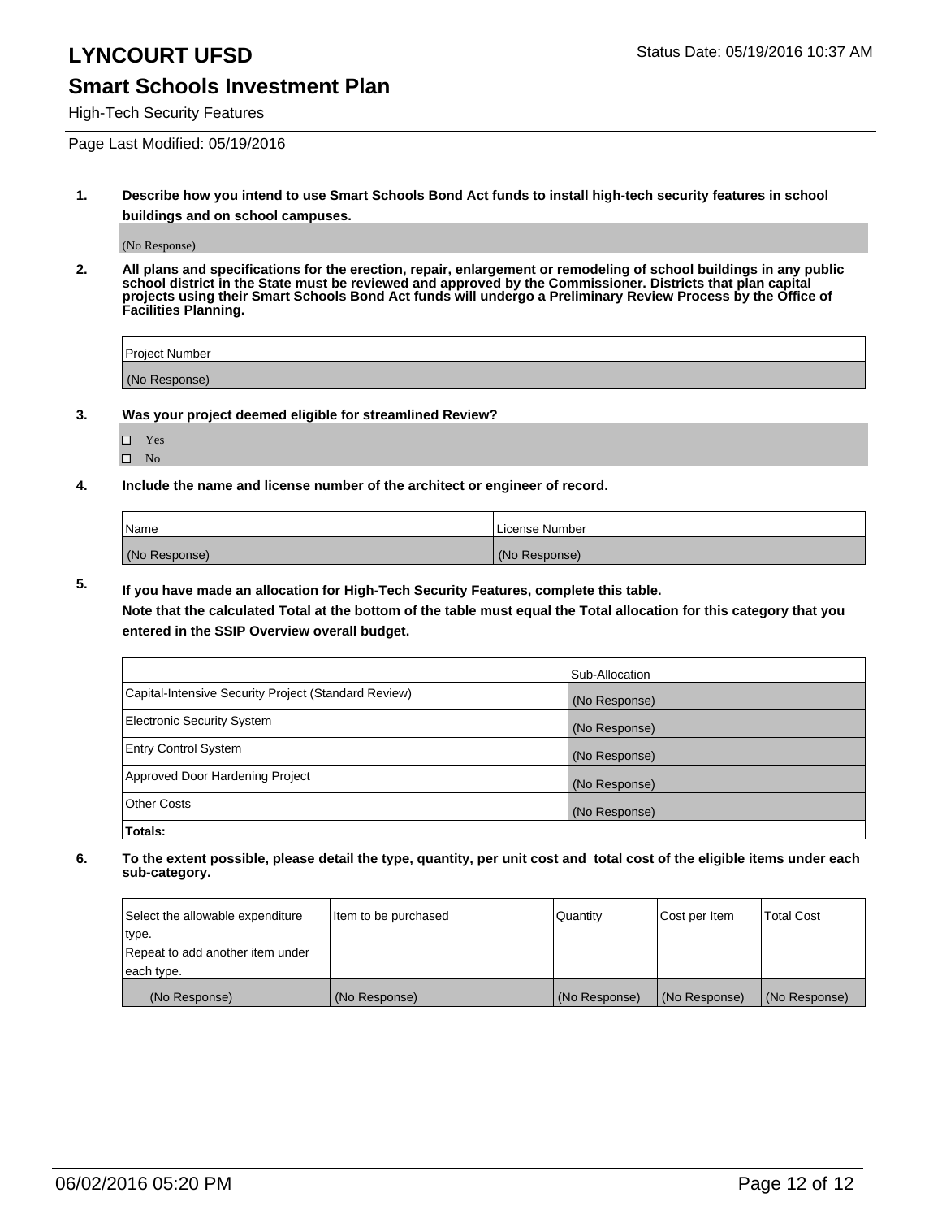# LYNCOURT UFSD

Status Date: 05/19/2016 10:37 AM

## Smart Schools Investment Plan

High-Tech Security Features

Page Last Modified: 05/19/2016

**1. Describe how you intend to use Smart Schools Bond Act funds to install high-tech security features in school buildings and on school campuses.**

(No Response)

**2. All plans and specifications for the erection, repair, enlargement or remodeling of school buildings in any public school district in the State must be reviewed and approved by the Commissioner. Districts that plan capital projects using their Smart Schools Bond Act funds will undergo a Preliminary Review Process by the Office of Facilities Planning.**

| Project Number |
|---|
| (No Response) |

**3. Was your project deemed eligible for streamlined Review?**

☐ Yes
☐ No

**4. Include the name and license number of the architect or engineer of record.**

| Name | License Number |
|---|---|
| (No Response) | (No Response) |

**5. If you have made an allocation for High-Tech Security Features, complete this table.**
**Note that the calculated Total at the bottom of the table must equal the Total allocation for this category that you entered in the SSIP Overview overall budget.**

| | Sub-Allocation |
|---|---|
| Capital-Intensive Security Project (Standard Review) | (No Response) |
| Electronic Security System | (No Response) |
| Entry Control System | (No Response) |
| Approved Door Hardening Project | (No Response) |
| Other Costs | (No Response) |
| **Totals:** | |

**6. To the extent possible, please detail the type, quantity, per unit cost and total cost of the eligible items under each sub-category.**

| Select the allowable expenditure type. Repeat to add another item under each type. | Item to be purchased | Quantity | Cost per Item | Total Cost |
|---|---|---|---|---|
| (No Response) | (No Response) | (No Response) | (No Response) | (No Response) |